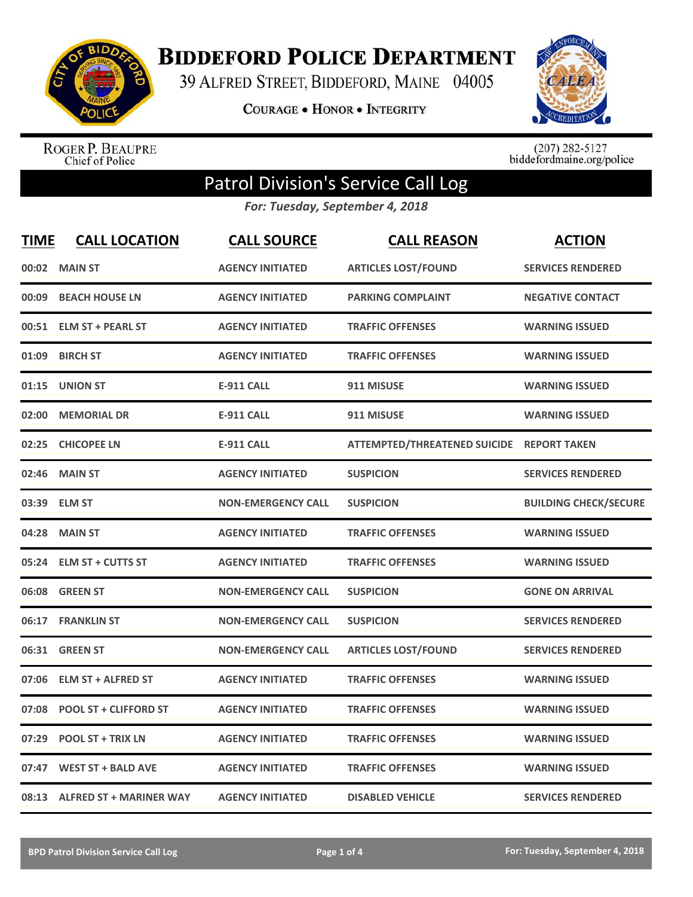# Biddeford Police Department

39 Alfred Street, Biddeford, Maine 04005

**Courage • Honor • Integrity**

Roger P. Beaupre
Chief of Police

(207) 282-5127
biddefordmaine.org/police

## Patrol Division's Service Call Log

*For: Tuesday, September 4, 2018*

| TIME | CALL LOCATION | CALL SOURCE | CALL REASON | ACTION |
|---|---|---|---|---|
| 00:02 | MAIN ST | AGENCY INITIATED | ARTICLES LOST/FOUND | SERVICES RENDERED |
| 00:09 | BEACH HOUSE LN | AGENCY INITIATED | PARKING COMPLAINT | NEGATIVE CONTACT |
| 00:51 | ELM ST + PEARL ST | AGENCY INITIATED | TRAFFIC OFFENSES | WARNING ISSUED |
| 01:09 | BIRCH ST | AGENCY INITIATED | TRAFFIC OFFENSES | WARNING ISSUED |
| 01:15 | UNION ST | E-911 CALL | 911 MISUSE | WARNING ISSUED |
| 02:00 | MEMORIAL DR | E-911 CALL | 911 MISUSE | WARNING ISSUED |
| 02:25 | CHICOPEE LN | E-911 CALL | ATTEMPTED/THREATENED SUICIDE | REPORT TAKEN |
| 02:46 | MAIN ST | AGENCY INITIATED | SUSPICION | SERVICES RENDERED |
| 03:39 | ELM ST | NON-EMERGENCY CALL | SUSPICION | BUILDING CHECK/SECURE |
| 04:28 | MAIN ST | AGENCY INITIATED | TRAFFIC OFFENSES | WARNING ISSUED |
| 05:24 | ELM ST + CUTTS ST | AGENCY INITIATED | TRAFFIC OFFENSES | WARNING ISSUED |
| 06:08 | GREEN ST | NON-EMERGENCY CALL | SUSPICION | GONE ON ARRIVAL |
| 06:17 | FRANKLIN ST | NON-EMERGENCY CALL | SUSPICION | SERVICES RENDERED |
| 06:31 | GREEN ST | NON-EMERGENCY CALL | ARTICLES LOST/FOUND | SERVICES RENDERED |
| 07:06 | ELM ST + ALFRED ST | AGENCY INITIATED | TRAFFIC OFFENSES | WARNING ISSUED |
| 07:08 | POOL ST + CLIFFORD ST | AGENCY INITIATED | TRAFFIC OFFENSES | WARNING ISSUED |
| 07:29 | POOL ST + TRIX LN | AGENCY INITIATED | TRAFFIC OFFENSES | WARNING ISSUED |
| 07:47 | WEST ST + BALD AVE | AGENCY INITIATED | TRAFFIC OFFENSES | WARNING ISSUED |
| 08:13 | ALFRED ST + MARINER WAY | AGENCY INITIATED | DISABLED VEHICLE | SERVICES RENDERED |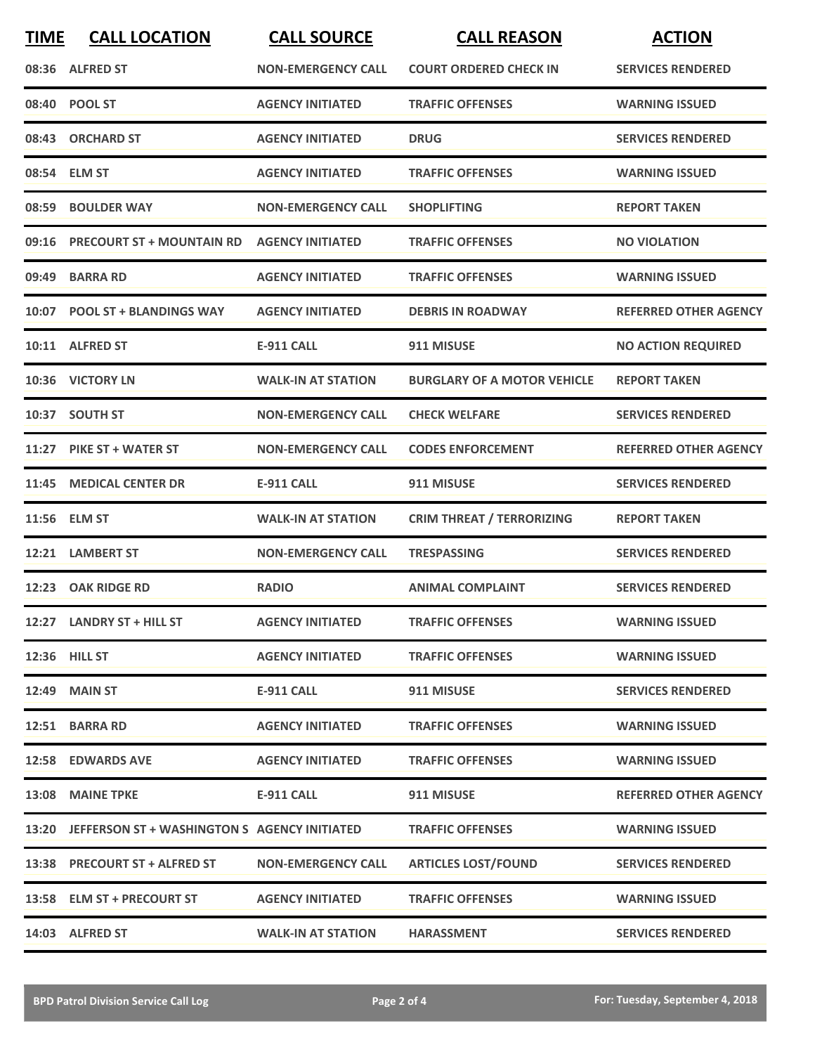| TIME | CALL LOCATION | CALL SOURCE | CALL REASON | ACTION |
|---|---|---|---|---|
| 08:36 | ALFRED ST | NON-EMERGENCY CALL | COURT ORDERED CHECK IN | SERVICES RENDERED |
| 08:40 | POOL ST | AGENCY INITIATED | TRAFFIC OFFENSES | WARNING ISSUED |
| 08:43 | ORCHARD ST | AGENCY INITIATED | DRUG | SERVICES RENDERED |
| 08:54 | ELM ST | AGENCY INITIATED | TRAFFIC OFFENSES | WARNING ISSUED |
| 08:59 | BOULDER WAY | NON-EMERGENCY CALL | SHOPLIFTING | REPORT TAKEN |
| 09:16 | PRECOURT ST + MOUNTAIN RD | AGENCY INITIATED | TRAFFIC OFFENSES | NO VIOLATION |
| 09:49 | BARRA RD | AGENCY INITIATED | TRAFFIC OFFENSES | WARNING ISSUED |
| 10:07 | POOL ST + BLANDINGS WAY | AGENCY INITIATED | DEBRIS IN ROADWAY | REFERRED OTHER AGENCY |
| 10:11 | ALFRED ST | E-911 CALL | 911 MISUSE | NO ACTION REQUIRED |
| 10:36 | VICTORY LN | WALK-IN AT STATION | BURGLARY OF A MOTOR VEHICLE | REPORT TAKEN |
| 10:37 | SOUTH ST | NON-EMERGENCY CALL | CHECK WELFARE | SERVICES RENDERED |
| 11:27 | PIKE ST + WATER ST | NON-EMERGENCY CALL | CODES ENFORCEMENT | REFERRED OTHER AGENCY |
| 11:45 | MEDICAL CENTER DR | E-911 CALL | 911 MISUSE | SERVICES RENDERED |
| 11:56 | ELM ST | WALK-IN AT STATION | CRIM THREAT / TERRORIZING | REPORT TAKEN |
| 12:21 | LAMBERT ST | NON-EMERGENCY CALL | TRESPASSING | SERVICES RENDERED |
| 12:23 | OAK RIDGE RD | RADIO | ANIMAL COMPLAINT | SERVICES RENDERED |
| 12:27 | LANDRY ST + HILL ST | AGENCY INITIATED | TRAFFIC OFFENSES | WARNING ISSUED |
| 12:36 | HILL ST | AGENCY INITIATED | TRAFFIC OFFENSES | WARNING ISSUED |
| 12:49 | MAIN ST | E-911 CALL | 911 MISUSE | SERVICES RENDERED |
| 12:51 | BARRA RD | AGENCY INITIATED | TRAFFIC OFFENSES | WARNING ISSUED |
| 12:58 | EDWARDS AVE | AGENCY INITIATED | TRAFFIC OFFENSES | WARNING ISSUED |
| 13:08 | MAINE TPKE | E-911 CALL | 911 MISUSE | REFERRED OTHER AGENCY |
| 13:20 | JEFFERSON ST + WASHINGTON S | AGENCY INITIATED | TRAFFIC OFFENSES | WARNING ISSUED |
| 13:38 | PRECOURT ST + ALFRED ST | NON-EMERGENCY CALL | ARTICLES LOST/FOUND | SERVICES RENDERED |
| 13:58 | ELM ST + PRECOURT ST | AGENCY INITIATED | TRAFFIC OFFENSES | WARNING ISSUED |
| 14:03 | ALFRED ST | WALK-IN AT STATION | HARASSMENT | SERVICES RENDERED |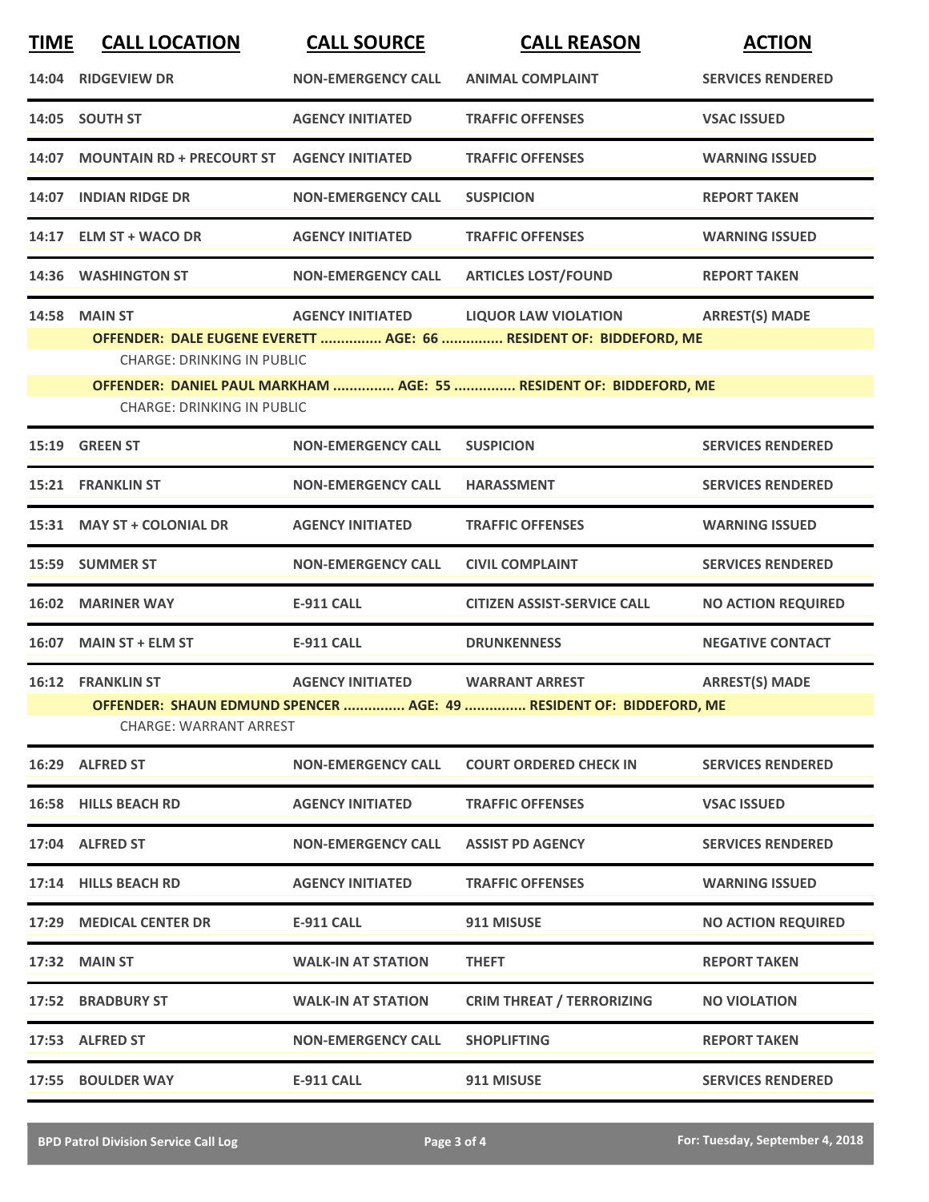| TIME | CALL LOCATION | CALL SOURCE | CALL REASON | ACTION |
|---|---|---|---|---|
| 14:04 | RIDGEVIEW DR | NON-EMERGENCY CALL | ANIMAL COMPLAINT | SERVICES RENDERED |
| 14:05 | SOUTH ST | AGENCY INITIATED | TRAFFIC OFFENSES | VSAC ISSUED |
| 14:07 | MOUNTAIN RD + PRECOURT ST | AGENCY INITIATED | TRAFFIC OFFENSES | WARNING ISSUED |
| 14:07 | INDIAN RIDGE DR | NON-EMERGENCY CALL | SUSPICION | REPORT TAKEN |
| 14:17 | ELM ST + WACO DR | AGENCY INITIATED | TRAFFIC OFFENSES | WARNING ISSUED |
| 14:36 | WASHINGTON ST | NON-EMERGENCY CALL | ARTICLES LOST/FOUND | REPORT TAKEN |
| 14:58 | MAIN ST | AGENCY INITIATED | LIQUOR LAW VIOLATION | ARREST(S) MADE |
| | OFFENDER: DALE EUGENE EVERETT ............... AGE: 66 ............... RESIDENT OF: BIDDEFORD, ME | | | |
| | CHARGE: DRINKING IN PUBLIC | | | |
| | OFFENDER: DANIEL PAUL MARKHAM ............... AGE: 55 ............... RESIDENT OF: BIDDEFORD, ME | | | |
| | CHARGE: DRINKING IN PUBLIC | | | |
| 15:19 | GREEN ST | NON-EMERGENCY CALL | SUSPICION | SERVICES RENDERED |
| 15:21 | FRANKLIN ST | NON-EMERGENCY CALL | HARASSMENT | SERVICES RENDERED |
| 15:31 | MAY ST + COLONIAL DR | AGENCY INITIATED | TRAFFIC OFFENSES | WARNING ISSUED |
| 15:59 | SUMMER ST | NON-EMERGENCY CALL | CIVIL COMPLAINT | SERVICES RENDERED |
| 16:02 | MARINER WAY | E-911 CALL | CITIZEN ASSIST-SERVICE CALL | NO ACTION REQUIRED |
| 16:07 | MAIN ST + ELM ST | E-911 CALL | DRUNKENNESS | NEGATIVE CONTACT |
| 16:12 | FRANKLIN ST | AGENCY INITIATED | WARRANT ARREST | ARREST(S) MADE |
| | OFFENDER: SHAUN EDMUND SPENCER ............... AGE: 49 ............... RESIDENT OF: BIDDEFORD, ME | | | |
| | CHARGE: WARRANT ARREST | | | |
| 16:29 | ALFRED ST | NON-EMERGENCY CALL | COURT ORDERED CHECK IN | SERVICES RENDERED |
| 16:58 | HILLS BEACH RD | AGENCY INITIATED | TRAFFIC OFFENSES | VSAC ISSUED |
| 17:04 | ALFRED ST | NON-EMERGENCY CALL | ASSIST PD AGENCY | SERVICES RENDERED |
| 17:14 | HILLS BEACH RD | AGENCY INITIATED | TRAFFIC OFFENSES | WARNING ISSUED |
| 17:29 | MEDICAL CENTER DR | E-911 CALL | 911 MISUSE | NO ACTION REQUIRED |
| 17:32 | MAIN ST | WALK-IN AT STATION | THEFT | REPORT TAKEN |
| 17:52 | BRADBURY ST | WALK-IN AT STATION | CRIM THREAT / TERRORIZING | NO VIOLATION |
| 17:53 | ALFRED ST | NON-EMERGENCY CALL | SHOPLIFTING | REPORT TAKEN |
| 17:55 | BOULDER WAY | E-911 CALL | 911 MISUSE | SERVICES RENDERED |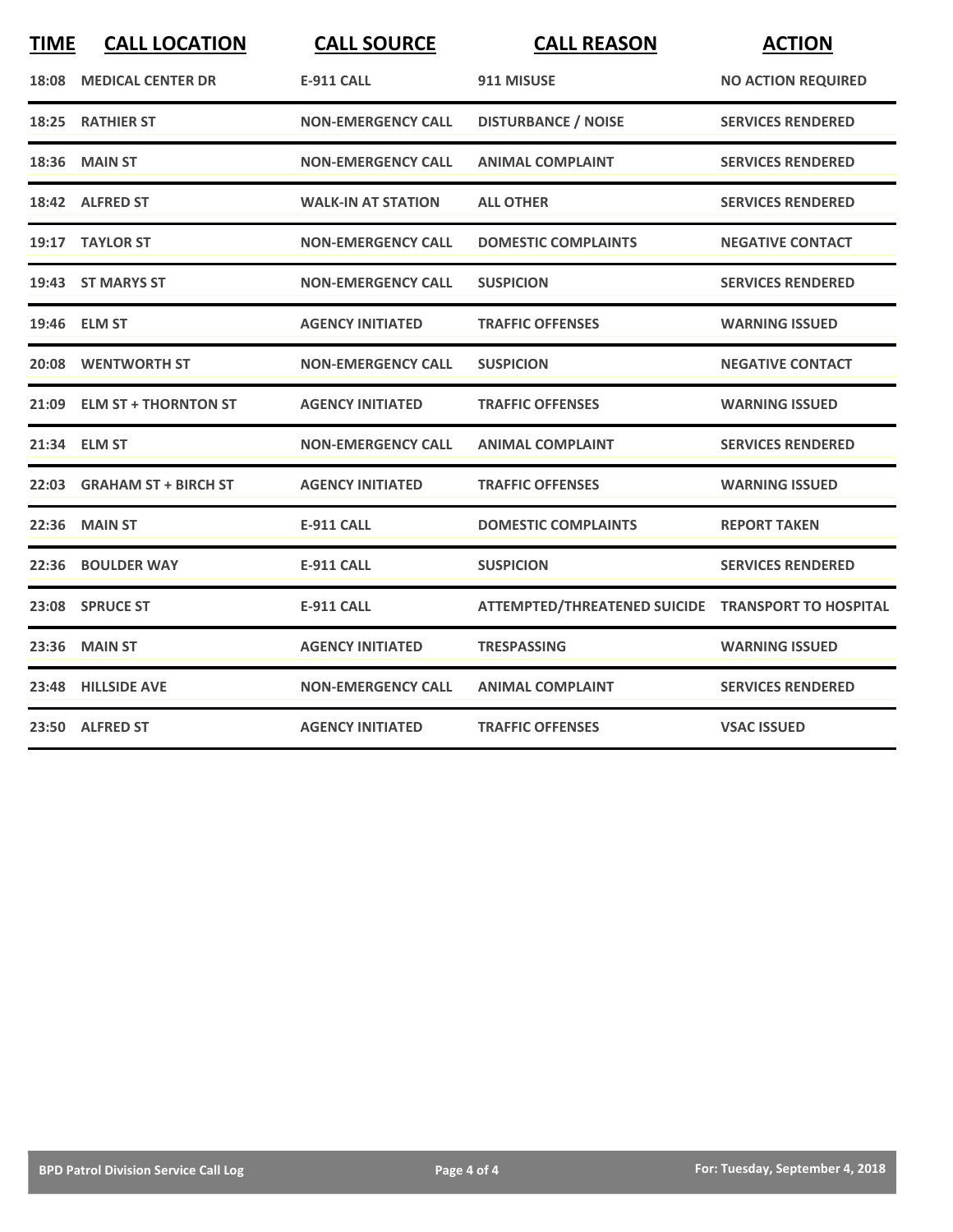| TIME | CALL LOCATION | CALL SOURCE | CALL REASON | ACTION |
|---|---|---|---|---|
| 18:08 | MEDICAL CENTER DR | E-911 CALL | 911 MISUSE | NO ACTION REQUIRED |
| 18:25 | RATHIER ST | NON-EMERGENCY CALL | DISTURBANCE / NOISE | SERVICES RENDERED |
| 18:36 | MAIN ST | NON-EMERGENCY CALL | ANIMAL COMPLAINT | SERVICES RENDERED |
| 18:42 | ALFRED ST | WALK-IN AT STATION | ALL OTHER | SERVICES RENDERED |
| 19:17 | TAYLOR ST | NON-EMERGENCY CALL | DOMESTIC COMPLAINTS | NEGATIVE CONTACT |
| 19:43 | ST MARYS ST | NON-EMERGENCY CALL | SUSPICION | SERVICES RENDERED |
| 19:46 | ELM ST | AGENCY INITIATED | TRAFFIC OFFENSES | WARNING ISSUED |
| 20:08 | WENTWORTH ST | NON-EMERGENCY CALL | SUSPICION | NEGATIVE CONTACT |
| 21:09 | ELM ST + THORNTON ST | AGENCY INITIATED | TRAFFIC OFFENSES | WARNING ISSUED |
| 21:34 | ELM ST | NON-EMERGENCY CALL | ANIMAL COMPLAINT | SERVICES RENDERED |
| 22:03 | GRAHAM ST + BIRCH ST | AGENCY INITIATED | TRAFFIC OFFENSES | WARNING ISSUED |
| 22:36 | MAIN ST | E-911 CALL | DOMESTIC COMPLAINTS | REPORT TAKEN |
| 22:36 | BOULDER WAY | E-911 CALL | SUSPICION | SERVICES RENDERED |
| 23:08 | SPRUCE ST | E-911 CALL | ATTEMPTED/THREATENED SUICIDE | TRANSPORT TO HOSPITAL |
| 23:36 | MAIN ST | AGENCY INITIATED | TRESPASSING | WARNING ISSUED |
| 23:48 | HILLSIDE AVE | NON-EMERGENCY CALL | ANIMAL COMPLAINT | SERVICES RENDERED |
| 23:50 | ALFRED ST | AGENCY INITIATED | TRAFFIC OFFENSES | VSAC ISSUED |